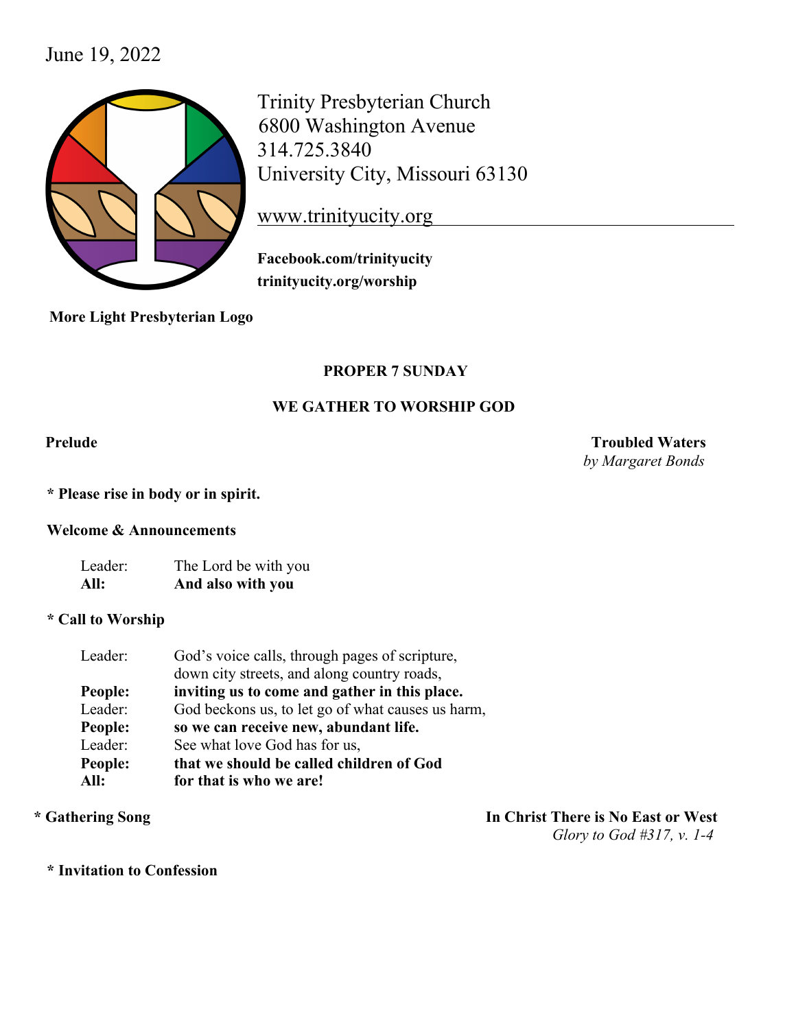June 19, 2022

Trinity Presbyterian Church
6800 Washington Avenue
314.725.3840
University City, Missouri 63130

www.trinityucity.org

**Facebook.com/trinityucity**
**trinityucity.org/worship**

**More Light Presbyterian Logo**

**PROPER 7 SUNDAY**

**WE GATHER TO WORSHIP GOD**

**Prelude** **Troubled Waters**
*by Margaret Bonds*

**\* Please rise in body or in spirit.**

**Welcome & Announcements**

Leader: The Lord be with you
**All: And also with you**

**\* Call to Worship**

Leader: God's voice calls, through pages of scripture, down city streets, and along country roads,
**People: inviting us to come and gather in this place.**
Leader: God beckons us, to let go of what causes us harm,
**People: so we can receive new, abundant life.**
Leader: See what love God has for us,
**People: that we should be called children of God**
**All: for that is who we are!**

**\* Gathering Song** **In Christ There is No East or West**
*Glory to God #317, v. 1-4*

**\* Invitation to Confession**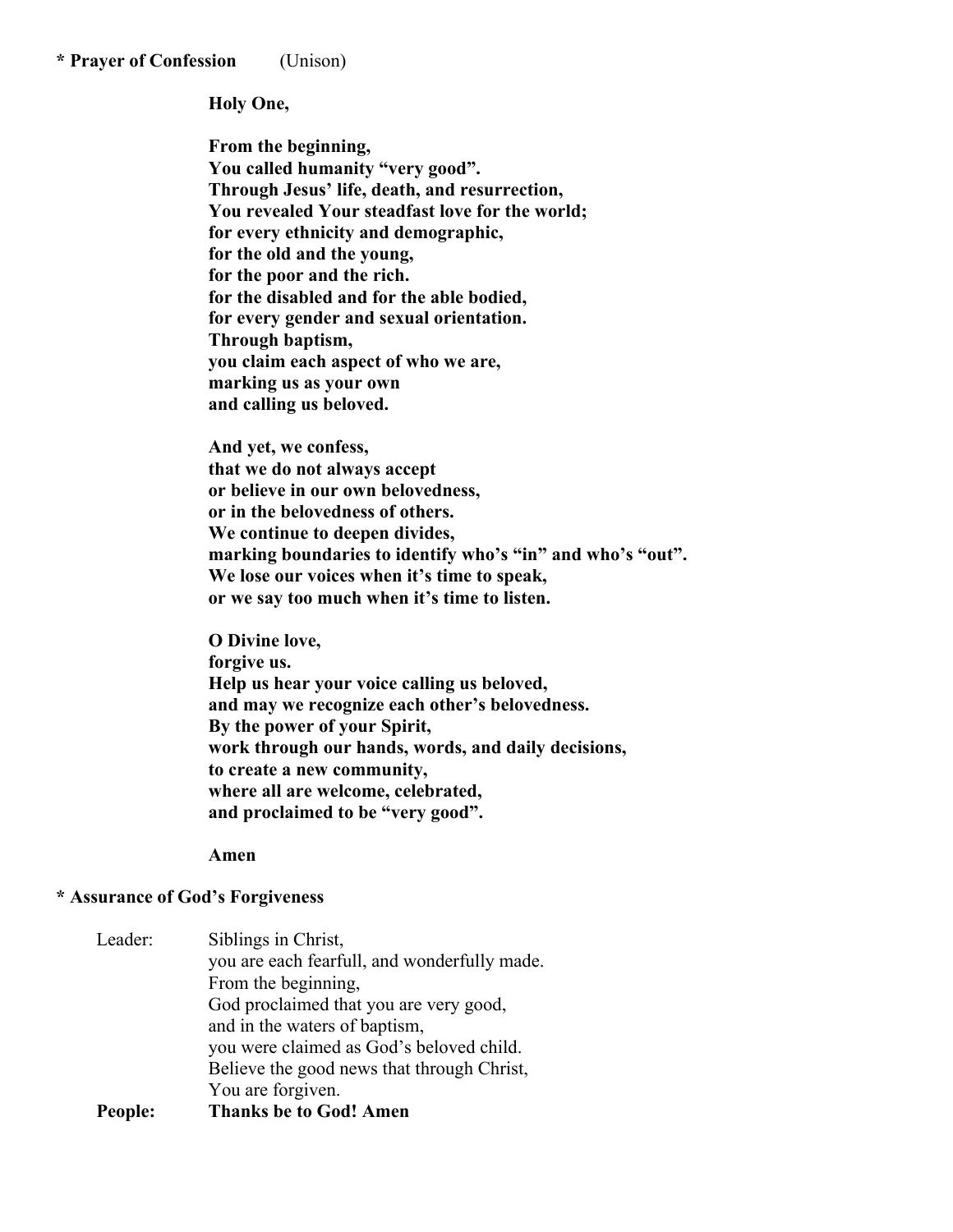**\* Prayer of Confession** (Unison)

**Holy One,**

**From the beginning,**
**You called humanity "very good".**
**Through Jesus' life, death, and resurrection,**
**You revealed Your steadfast love for the world;**
**for every ethnicity and demographic,**
**for the old and the young,**
**for the poor and the rich.**
**for the disabled and for the able bodied,**
**for every gender and sexual orientation.**
**Through baptism,**
**you claim each aspect of who we are,**
**marking us as your own**
**and calling us beloved.**

**And yet, we confess,**
**that we do not always accept**
**or believe in our own belovedness,**
**or in the belovedness of others.**
**We continue to deepen divides,**
**marking boundaries to identify who's "in" and who's "out".**
**We lose our voices when it's time to speak,**
**or we say too much when it's time to listen.**

**O Divine love,**
**forgive us.**
**Help us hear your voice calling us beloved,**
**and may we recognize each other's belovedness.**
**By the power of your Spirit,**
**work through our hands, words, and daily decisions,**
**to create a new community,**
**where all are welcome, celebrated,**
**and proclaimed to be "very good".**

**Amen**

**\* Assurance of God's Forgiveness**

Leader: Siblings in Christ,
you are each fearfull, and wonderfully made.
From the beginning,
God proclaimed that you are very good,
and in the waters of baptism,
you were claimed as God's beloved child.
Believe the good news that through Christ,
You are forgiven.

**People: Thanks be to God! Amen**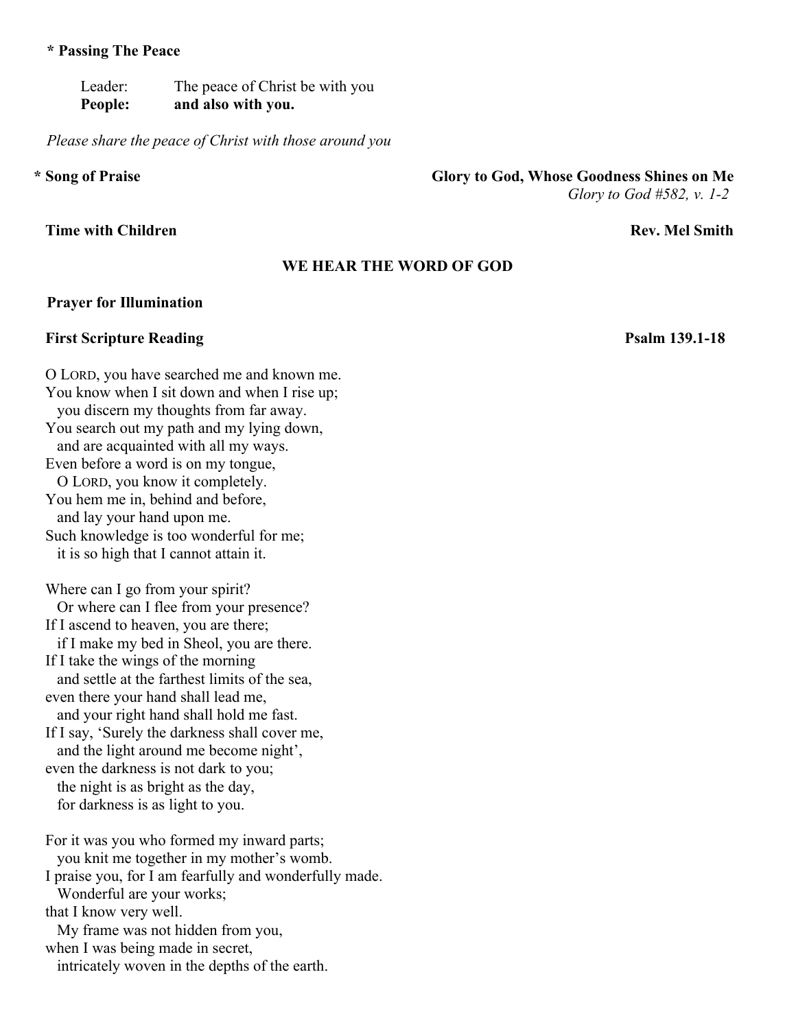**\* Passing The Peace**

Leader: The peace of Christ be with you  
**People: and also with you.**

*Please share the peace of Christ with those around you*

**\* Song of Praise** **Glory to God, Whose Goodness Shines on Me**  
*Glory to God #582, v. 1-2*

**Time with Children** **Rev. Mel Smith**

## WE HEAR THE WORD OF GOD

**Prayer for Illumination**

**First Scripture Reading** **Psalm 139.1-18**

O LORD, you have searched me and known me.  
You know when I sit down and when I rise up;  
  you discern my thoughts from far away.  
You search out my path and my lying down,  
  and are acquainted with all my ways.  
Even before a word is on my tongue,  
  O LORD, you know it completely.  
You hem me in, behind and before,  
  and lay your hand upon me.  
Such knowledge is too wonderful for me;  
  it is so high that I cannot attain it.

Where can I go from your spirit?  
  Or where can I flee from your presence?  
If I ascend to heaven, you are there;  
  if I make my bed in Sheol, you are there.  
If I take the wings of the morning  
  and settle at the farthest limits of the sea,  
even there your hand shall lead me,  
  and your right hand shall hold me fast.  
If I say, 'Surely the darkness shall cover me,  
  and the light around me become night',  
even the darkness is not dark to you;  
  the night is as bright as the day,  
  for darkness is as light to you.

For it was you who formed my inward parts;  
  you knit me together in my mother's womb.  
I praise you, for I am fearfully and wonderfully made.  
  Wonderful are your works;  
that I know very well.  
  My frame was not hidden from you,  
when I was being made in secret,  
  intricately woven in the depths of the earth.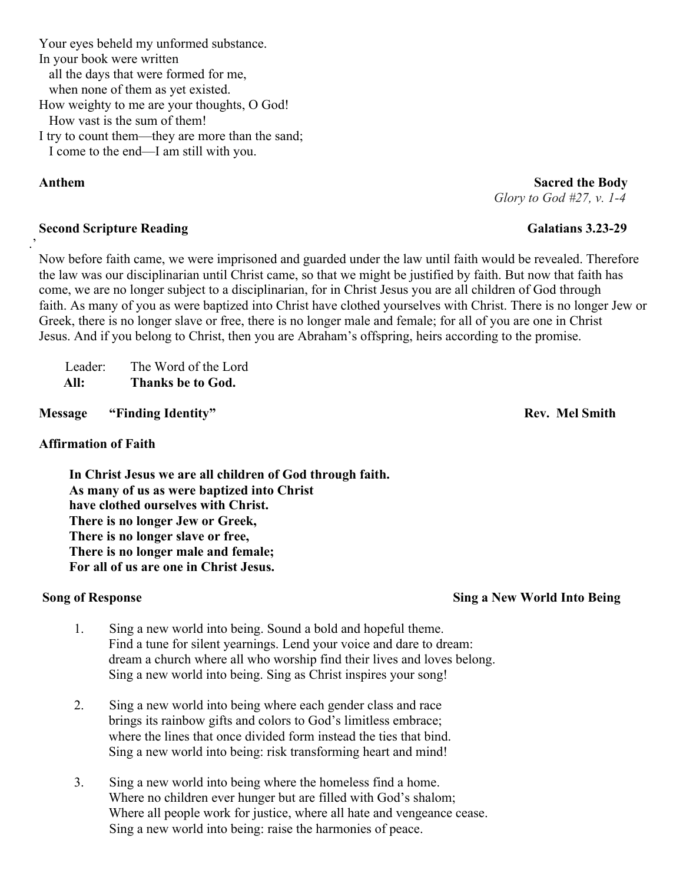Your eyes beheld my unformed substance.
In your book were written
   all the days that were formed for me,
   when none of them as yet existed.
How weighty to me are your thoughts, O God!
   How vast is the sum of them!
I try to count them—they are more than the sand;
   I come to the end—I am still with you.

**Anthem** **Sacred the Body**
*Glory to God #27, v. 1-4*

**Second Scripture Reading** **Galatians 3.23-29**

Now before faith came, we were imprisoned and guarded under the law until faith would be revealed. Therefore the law was our disciplinarian until Christ came, so that we might be justified by faith. But now that faith has come, we are no longer subject to a disciplinarian, for in Christ Jesus you are all children of God through faith. As many of you as were baptized into Christ have clothed yourselves with Christ. There is no longer Jew or Greek, there is no longer slave or free, there is no longer male and female; for all of you are one in Christ Jesus. And if you belong to Christ, then you are Abraham's offspring, heirs according to the promise.

Leader: The Word of the Lord
**All: Thanks be to God.**

**Message "Finding Identity"** **Rev. Mel Smith**

**Affirmation of Faith**

**In Christ Jesus we are all children of God through faith.**
**As many of us as were baptized into Christ**
**have clothed ourselves with Christ.**
**There is no longer Jew or Greek,**
**There is no longer slave or free,**
**There is no longer male and female;**
**For all of us are one in Christ Jesus.**

**Song of Response** **Sing a New World Into Being**

1. Sing a new world into being. Sound a bold and hopeful theme.
   Find a tune for silent yearnings. Lend your voice and dare to dream:
   dream a church where all who worship find their lives and loves belong.
   Sing a new world into being. Sing as Christ inspires your song!

2. Sing a new world into being where each gender class and race
   brings its rainbow gifts and colors to God's limitless embrace;
   where the lines that once divided form instead the ties that bind.
   Sing a new world into being: risk transforming heart and mind!

3. Sing a new world into being where the homeless find a home.
   Where no children ever hunger but are filled with God's shalom;
   Where all people work for justice, where all hate and vengeance cease.
   Sing a new world into being: raise the harmonies of peace.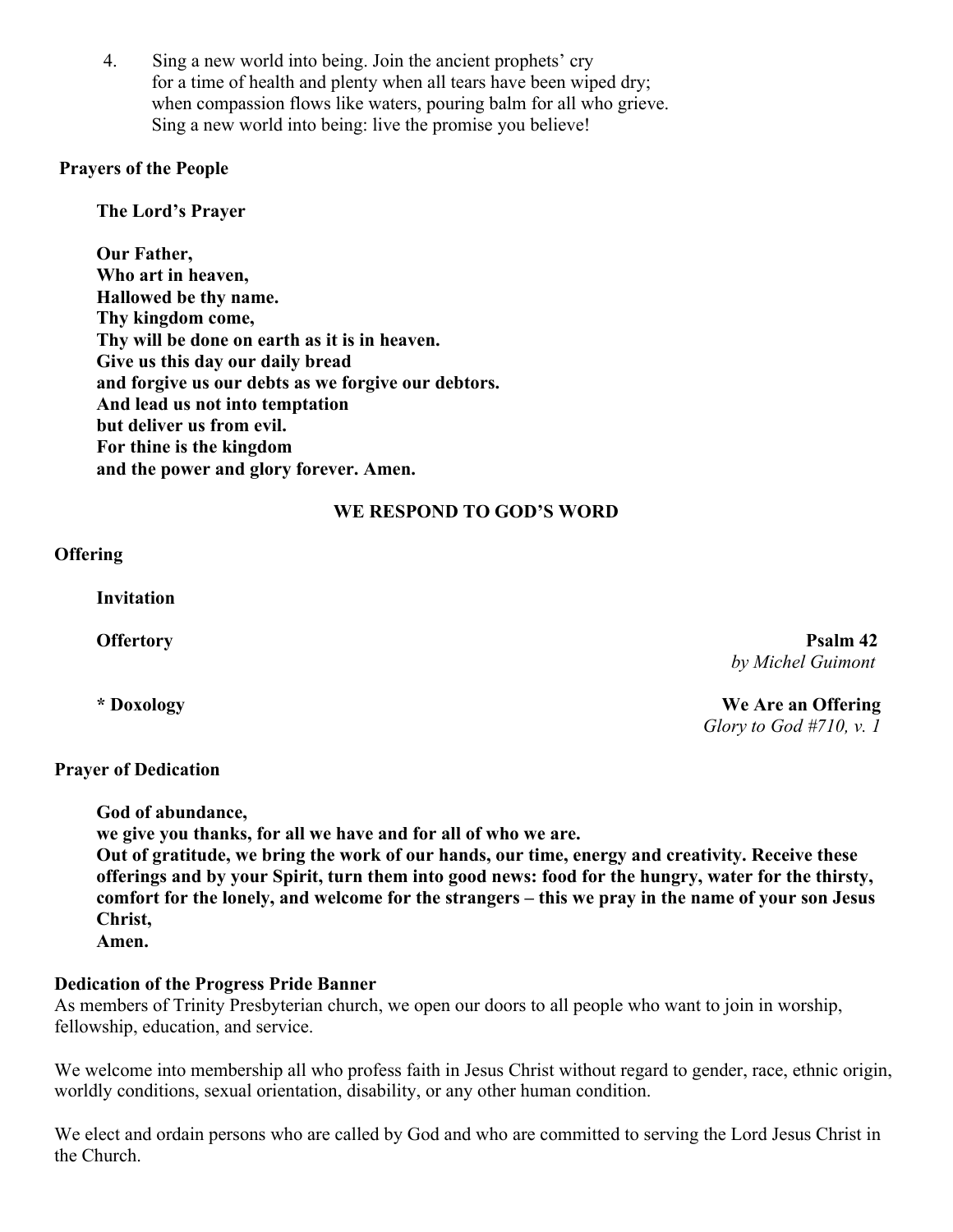4. Sing a new world into being. Join the ancient prophets' cry
   for a time of health and plenty when all tears have been wiped dry;
   when compassion flows like waters, pouring balm for all who grieve.
   Sing a new world into being: live the promise you believe!

**Prayers of the People**

**The Lord's Prayer**

**Our Father,**
**Who art in heaven,**
**Hallowed be thy name.**
**Thy kingdom come,**
**Thy will be done on earth as it is in heaven.**
**Give us this day our daily bread**
**and forgive us our debts as we forgive our debtors.**
**And lead us not into temptation**
**but deliver us from evil.**
**For thine is the kingdom**
**and the power and glory forever. Amen.**

## WE RESPOND TO GOD'S WORD

**Offering**

**Invitation**

**Offertory** — **Psalm 42**
*by Michel Guimont*

**\* Doxology** — **We Are an Offering**
*Glory to God #710, v. 1*

**Prayer of Dedication**

**God of abundance,**
**we give you thanks, for all we have and for all of who we are.**
**Out of gratitude, we bring the work of our hands, our time, energy and creativity. Receive these offerings and by your Spirit, turn them into good news: food for the hungry, water for the thirsty, comfort for the lonely, and welcome for the strangers – this we pray in the name of your son Jesus Christ,**
**Amen.**

**Dedication of the Progress Pride Banner**

As members of Trinity Presbyterian church, we open our doors to all people who want to join in worship, fellowship, education, and service.

We welcome into membership all who profess faith in Jesus Christ without regard to gender, race, ethnic origin, worldly conditions, sexual orientation, disability, or any other human condition.

We elect and ordain persons who are called by God and who are committed to serving the Lord Jesus Christ in the Church.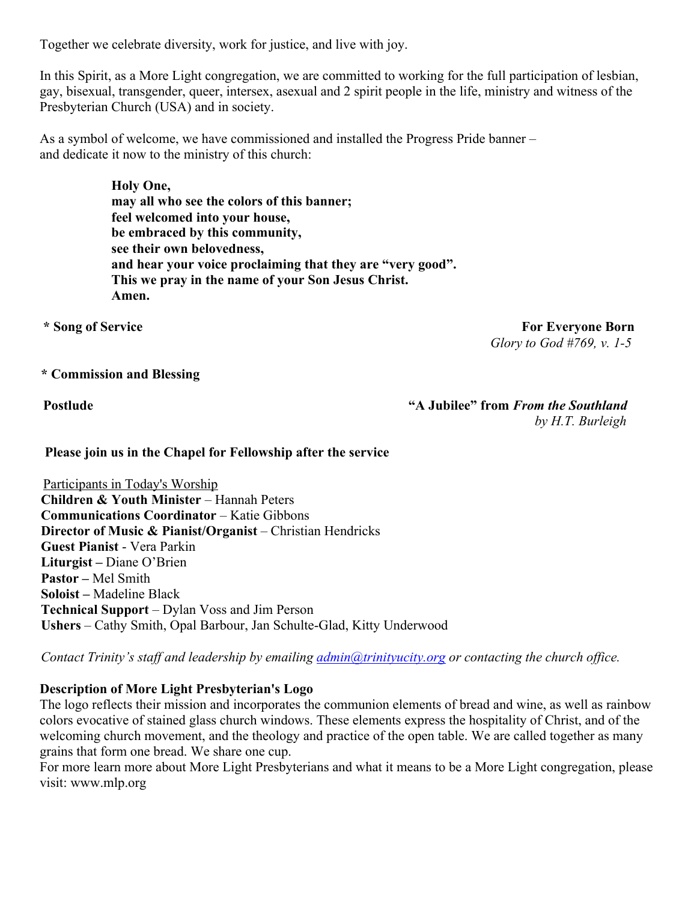Together we celebrate diversity, work for justice, and live with joy.

In this Spirit, as a More Light congregation, we are committed to working for the full participation of lesbian, gay, bisexual, transgender, queer, intersex, asexual and 2 spirit people in the life, ministry and witness of the Presbyterian Church (USA) and in society.

As a symbol of welcome, we have commissioned and installed the Progress Pride banner – and dedicate it now to the ministry of this church:

> **Holy One,**
> **may all who see the colors of this banner;**
> **feel welcomed into your house,**
> **be embraced by this community,**
> **see their own belovedness,**
> **and hear your voice proclaiming that they are "very good".**
> **This we pray in the name of your Son Jesus Christ.**
> **Amen.**

**\* Song of Service** — **For Everyone Born**
*Glory to God #769, v. 1-5*

**\* Commission and Blessing**

**Postlude** — **"A Jubilee" from *From the Southland***
*by H.T. Burleigh*

**Please join us in the Chapel for Fellowship after the service**

Participants in Today's Worship

**Children & Youth Minister** – Hannah Peters
**Communications Coordinator** – Katie Gibbons
**Director of Music & Pianist/Organist** – Christian Hendricks
**Guest Pianist** - Vera Parkin
**Liturgist –** Diane O'Brien
**Pastor –** Mel Smith
**Soloist –** Madeline Black
**Technical Support** – Dylan Voss and Jim Person
**Ushers** – Cathy Smith, Opal Barbour, Jan Schulte-Glad, Kitty Underwood

*Contact Trinity's staff and leadership by emailing [admin@trinityucity.org](mailto:admin@trinityucity.org) or contacting the church office.*

**Description of More Light Presbyterian's Logo**

The logo reflects their mission and incorporates the communion elements of bread and wine, as well as rainbow colors evocative of stained glass church windows. These elements express the hospitality of Christ, and of the welcoming church movement, and the theology and practice of the open table. We are called together as many grains that form one bread. We share one cup.

For more learn more about More Light Presbyterians and what it means to be a More Light congregation, please visit: www.mlp.org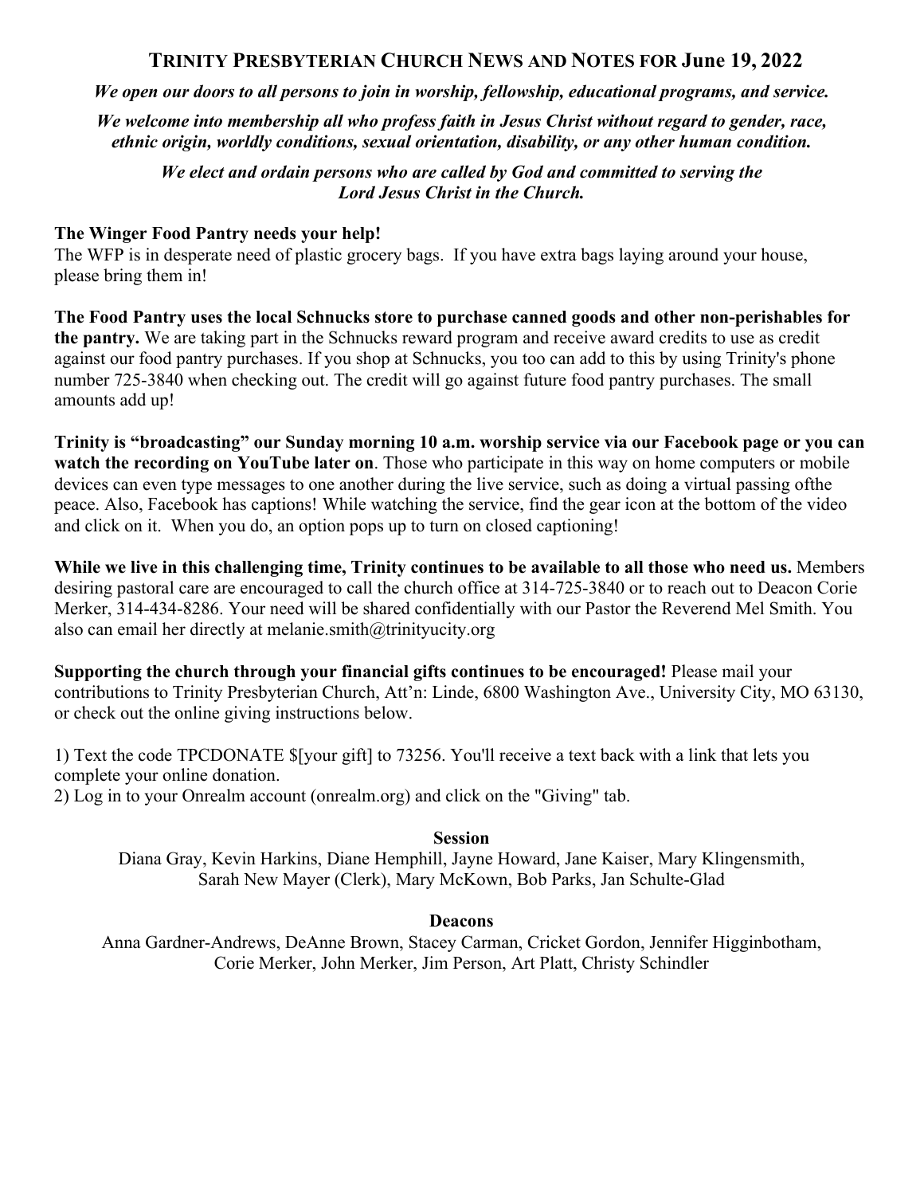## TRINITY PRESBYTERIAN CHURCH NEWS AND NOTES FOR June 19, 2022

***We open our doors to all persons to join in worship, fellowship, educational programs, and service.***

***We welcome into membership all who profess faith in Jesus Christ without regard to gender, race, ethnic origin, worldly conditions, sexual orientation, disability, or any other human condition.***

***We elect and ordain persons who are called by God and committed to serving the Lord Jesus Christ in the Church.***

**The Winger Food Pantry needs your help!**
The WFP is in desperate need of plastic grocery bags. If you have extra bags laying around your house, please bring them in!

**The Food Pantry uses the local Schnucks store to purchase canned goods and other non-perishables for the pantry.** We are taking part in the Schnucks reward program and receive award credits to use as credit against our food pantry purchases. If you shop at Schnucks, you too can add to this by using Trinity's phone number 725-3840 when checking out. The credit will go against future food pantry purchases. The small amounts add up!

**Trinity is "broadcasting" our Sunday morning 10 a.m. worship service via our Facebook page or you can watch the recording on YouTube later on**. Those who participate in this way on home computers or mobile devices can even type messages to one another during the live service, such as doing a virtual passing ofthe peace. Also, Facebook has captions! While watching the service, find the gear icon at the bottom of the video and click on it. When you do, an option pops up to turn on closed captioning!

**While we live in this challenging time, Trinity continues to be available to all those who need us.** Members desiring pastoral care are encouraged to call the church office at 314-725-3840 or to reach out to Deacon Corie Merker, 314-434-8286. Your need will be shared confidentially with our Pastor the Reverend Mel Smith. You also can email her directly at melanie.smith@trinityucity.org

**Supporting the church through your financial gifts continues to be encouraged!** Please mail your contributions to Trinity Presbyterian Church, Att'n: Linde, 6800 Washington Ave., University City, MO 63130, or check out the online giving instructions below.

1) Text the code TPCDONATE $[your gift] to 73256. You'll receive a text back with a link that lets you complete your online donation.
2) Log in to your Onrealm account (onrealm.org) and click on the "Giving" tab.

**Session**

Diana Gray, Kevin Harkins, Diane Hemphill, Jayne Howard, Jane Kaiser, Mary Klingensmith, Sarah New Mayer (Clerk), Mary McKown, Bob Parks, Jan Schulte-Glad

**Deacons**

Anna Gardner-Andrews, DeAnne Brown, Stacey Carman, Cricket Gordon, Jennifer Higginbotham, Corie Merker, John Merker, Jim Person, Art Platt, Christy Schindler